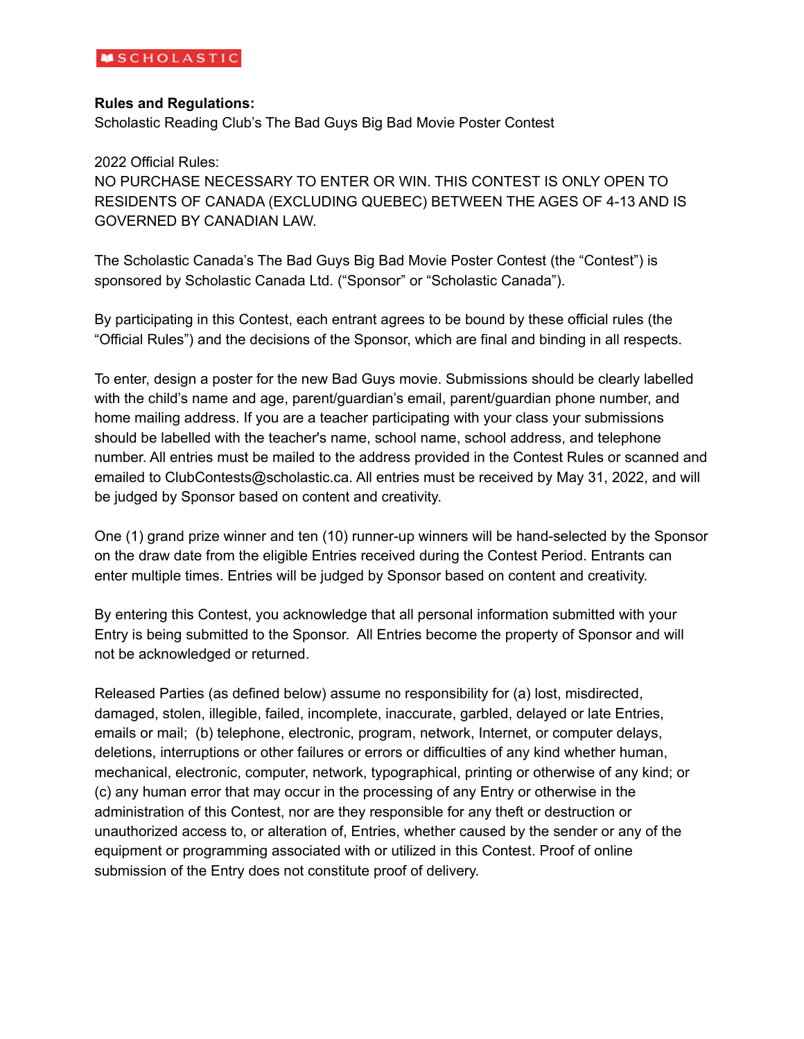SCHOLASTIC

**Rules and Regulations:**
Scholastic Reading Club's The Bad Guys Big Bad Movie Poster Contest

2022 Official Rules:
NO PURCHASE NECESSARY TO ENTER OR WIN. THIS CONTEST IS ONLY OPEN TO RESIDENTS OF CANADA (EXCLUDING QUEBEC) BETWEEN THE AGES OF 4-13 AND IS GOVERNED BY CANADIAN LAW.

The Scholastic Canada's The Bad Guys Big Bad Movie Poster Contest (the "Contest") is sponsored by Scholastic Canada Ltd. ("Sponsor" or "Scholastic Canada").

By participating in this Contest, each entrant agrees to be bound by these official rules (the "Official Rules") and the decisions of the Sponsor, which are final and binding in all respects.

To enter, design a poster for the new Bad Guys movie. Submissions should be clearly labelled with the child's name and age, parent/guardian's email, parent/guardian phone number, and home mailing address. If you are a teacher participating with your class your submissions should be labelled with the teacher's name, school name, school address, and telephone number. All entries must be mailed to the address provided in the Contest Rules or scanned and emailed to ClubContests@scholastic.ca. All entries must be received by May 31, 2022, and will be judged by Sponsor based on content and creativity.

One (1) grand prize winner and ten (10) runner-up winners will be hand-selected by the Sponsor on the draw date from the eligible Entries received during the Contest Period. Entrants can enter multiple times. Entries will be judged by Sponsor based on content and creativity.

By entering this Contest, you acknowledge that all personal information submitted with your Entry is being submitted to the Sponsor. All Entries become the property of Sponsor and will not be acknowledged or returned.

Released Parties (as defined below) assume no responsibility for (a) lost, misdirected, damaged, stolen, illegible, failed, incomplete, inaccurate, garbled, delayed or late Entries, emails or mail; (b) telephone, electronic, program, network, Internet, or computer delays, deletions, interruptions or other failures or errors or difficulties of any kind whether human, mechanical, electronic, computer, network, typographical, printing or otherwise of any kind; or (c) any human error that may occur in the processing of any Entry or otherwise in the administration of this Contest, nor are they responsible for any theft or destruction or unauthorized access to, or alteration of, Entries, whether caused by the sender or any of the equipment or programming associated with or utilized in this Contest. Proof of online submission of the Entry does not constitute proof of delivery.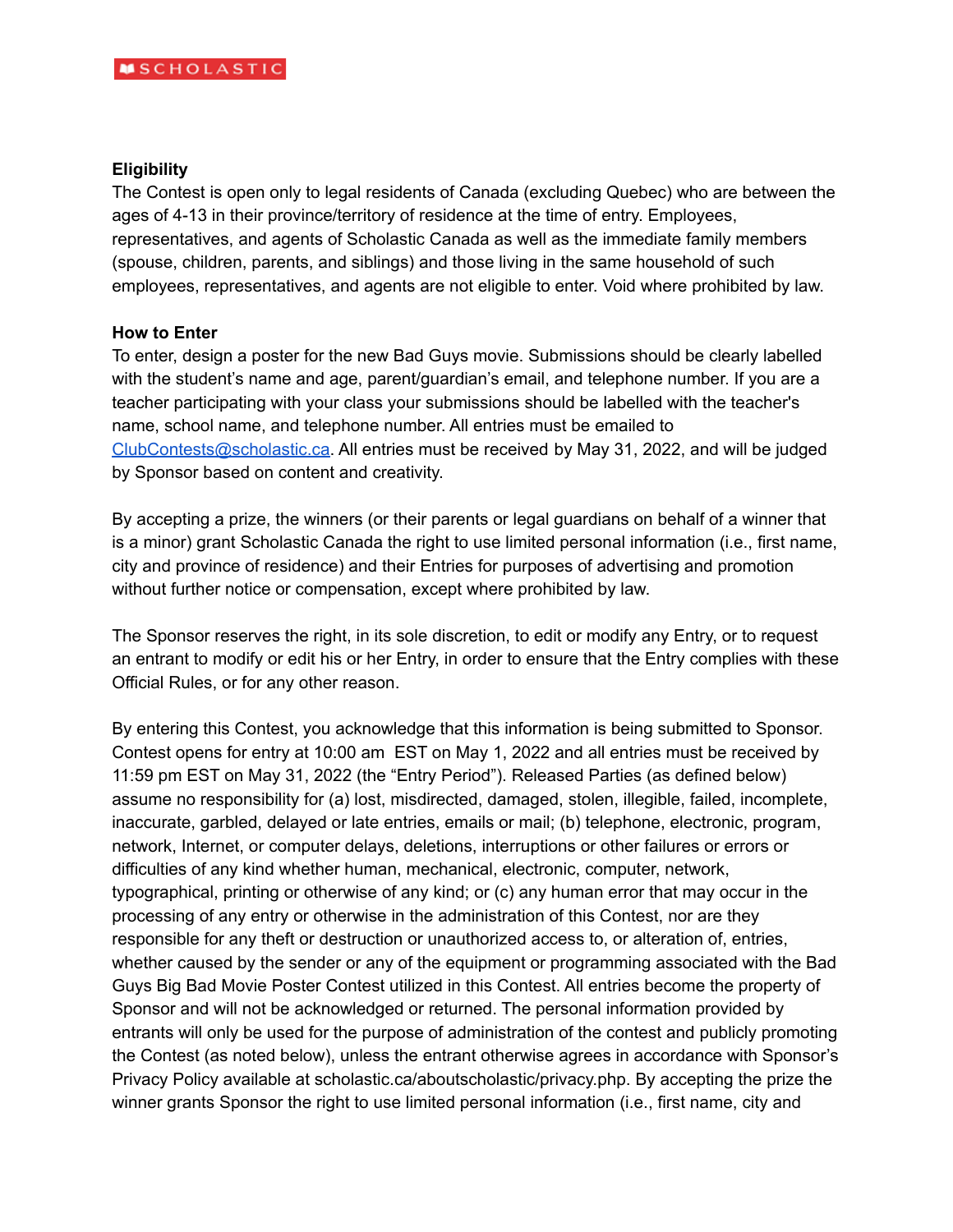**Eligibility**

The Contest is open only to legal residents of Canada (excluding Quebec) who are between the ages of 4-13 in their province/territory of residence at the time of entry. Employees, representatives, and agents of Scholastic Canada as well as the immediate family members (spouse, children, parents, and siblings) and those living in the same household of such employees, representatives, and agents are not eligible to enter. Void where prohibited by law.

**How to Enter**

To enter, design a poster for the new Bad Guys movie. Submissions should be clearly labelled with the student's name and age, parent/guardian's email, and telephone number. If you are a teacher participating with your class your submissions should be labelled with the teacher's name, school name, and telephone number. All entries must be emailed to ClubContests@scholastic.ca. All entries must be received by May 31, 2022, and will be judged by Sponsor based on content and creativity.

By accepting a prize, the winners (or their parents or legal guardians on behalf of a winner that is a minor) grant Scholastic Canada the right to use limited personal information (i.e., first name, city and province of residence) and their Entries for purposes of advertising and promotion without further notice or compensation, except where prohibited by law.

The Sponsor reserves the right, in its sole discretion, to edit or modify any Entry, or to request an entrant to modify or edit his or her Entry, in order to ensure that the Entry complies with these Official Rules, or for any other reason.

By entering this Contest, you acknowledge that this information is being submitted to Sponsor. Contest opens for entry at 10:00 am EST on May 1, 2022 and all entries must be received by 11:59 pm EST on May 31, 2022 (the "Entry Period"). Released Parties (as defined below) assume no responsibility for (a) lost, misdirected, damaged, stolen, illegible, failed, incomplete, inaccurate, garbled, delayed or late entries, emails or mail; (b) telephone, electronic, program, network, Internet, or computer delays, deletions, interruptions or other failures or errors or difficulties of any kind whether human, mechanical, electronic, computer, network, typographical, printing or otherwise of any kind; or (c) any human error that may occur in the processing of any entry or otherwise in the administration of this Contest, nor are they responsible for any theft or destruction or unauthorized access to, or alteration of, entries, whether caused by the sender or any of the equipment or programming associated with the Bad Guys Big Bad Movie Poster Contest utilized in this Contest. All entries become the property of Sponsor and will not be acknowledged or returned. The personal information provided by entrants will only be used for the purpose of administration of the contest and publicly promoting the Contest (as noted below), unless the entrant otherwise agrees in accordance with Sponsor's Privacy Policy available at scholastic.ca/aboutscholastic/privacy.php. By accepting the prize the winner grants Sponsor the right to use limited personal information (i.e., first name, city and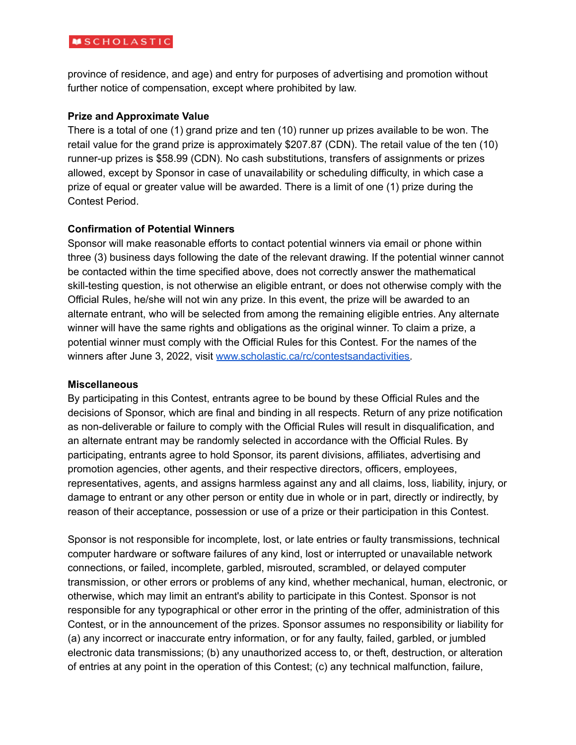province of residence, and age) and entry for purposes of advertising and promotion without further notice of compensation, except where prohibited by law.

**Prize and Approximate Value**

There is a total of one (1) grand prize and ten (10) runner up prizes available to be won. The retail value for the grand prize is approximately $207.87 (CDN). The retail value of the ten (10) runner-up prizes is $58.99 (CDN). No cash substitutions, transfers of assignments or prizes allowed, except by Sponsor in case of unavailability or scheduling difficulty, in which case a prize of equal or greater value will be awarded. There is a limit of one (1) prize during the Contest Period.

**Confirmation of Potential Winners**

Sponsor will make reasonable efforts to contact potential winners via email or phone within three (3) business days following the date of the relevant drawing. If the potential winner cannot be contacted within the time specified above, does not correctly answer the mathematical skill-testing question, is not otherwise an eligible entrant, or does not otherwise comply with the Official Rules, he/she will not win any prize. In this event, the prize will be awarded to an alternate entrant, who will be selected from among the remaining eligible entries. Any alternate winner will have the same rights and obligations as the original winner. To claim a prize, a potential winner must comply with the Official Rules for this Contest. For the names of the winners after June 3, 2022, visit [www.scholastic.ca/rc/contestsandactivities](www.scholastic.ca/rc/contestsandactivities).

**Miscellaneous**

By participating in this Contest, entrants agree to be bound by these Official Rules and the decisions of Sponsor, which are final and binding in all respects. Return of any prize notification as non-deliverable or failure to comply with the Official Rules will result in disqualification, and an alternate entrant may be randomly selected in accordance with the Official Rules. By participating, entrants agree to hold Sponsor, its parent divisions, affiliates, advertising and promotion agencies, other agents, and their respective directors, officers, employees, representatives, agents, and assigns harmless against any and all claims, loss, liability, injury, or damage to entrant or any other person or entity due in whole or in part, directly or indirectly, by reason of their acceptance, possession or use of a prize or their participation in this Contest.

Sponsor is not responsible for incomplete, lost, or late entries or faulty transmissions, technical computer hardware or software failures of any kind, lost or interrupted or unavailable network connections, or failed, incomplete, garbled, misrouted, scrambled, or delayed computer transmission, or other errors or problems of any kind, whether mechanical, human, electronic, or otherwise, which may limit an entrant's ability to participate in this Contest. Sponsor is not responsible for any typographical or other error in the printing of the offer, administration of this Contest, or in the announcement of the prizes. Sponsor assumes no responsibility or liability for (a) any incorrect or inaccurate entry information, or for any faulty, failed, garbled, or jumbled electronic data transmissions; (b) any unauthorized access to, or theft, destruction, or alteration of entries at any point in the operation of this Contest; (c) any technical malfunction, failure,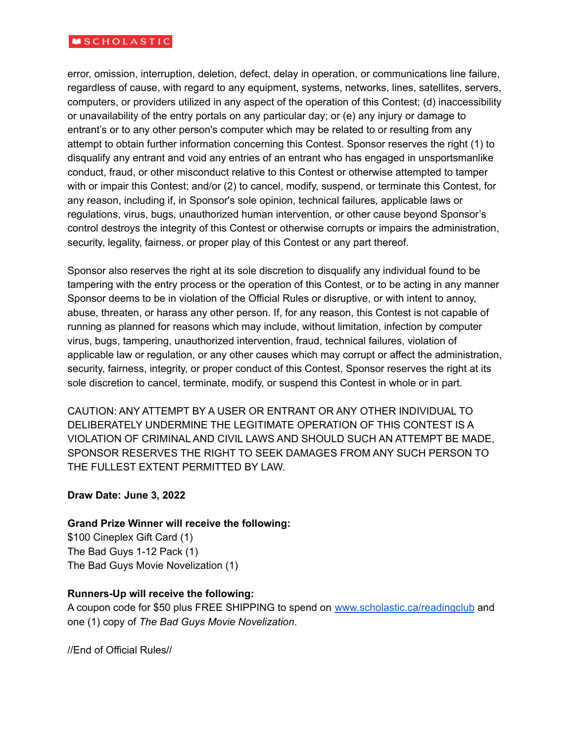error, omission, interruption, deletion, defect, delay in operation, or communications line failure, regardless of cause, with regard to any equipment, systems, networks, lines, satellites, servers, computers, or providers utilized in any aspect of the operation of this Contest; (d) inaccessibility or unavailability of the entry portals on any particular day; or (e) any injury or damage to entrant's or to any other person's computer which may be related to or resulting from any attempt to obtain further information concerning this Contest. Sponsor reserves the right (1) to disqualify any entrant and void any entries of an entrant who has engaged in unsportsmanlike conduct, fraud, or other misconduct relative to this Contest or otherwise attempted to tamper with or impair this Contest; and/or (2) to cancel, modify, suspend, or terminate this Contest, for any reason, including if, in Sponsor's sole opinion, technical failures, applicable laws or regulations, virus, bugs, unauthorized human intervention, or other cause beyond Sponsor's control destroys the integrity of this Contest or otherwise corrupts or impairs the administration, security, legality, fairness, or proper play of this Contest or any part thereof.

Sponsor also reserves the right at its sole discretion to disqualify any individual found to be tampering with the entry process or the operation of this Contest, or to be acting in any manner Sponsor deems to be in violation of the Official Rules or disruptive, or with intent to annoy, abuse, threaten, or harass any other person. If, for any reason, this Contest is not capable of running as planned for reasons which may include, without limitation, infection by computer virus, bugs, tampering, unauthorized intervention, fraud, technical failures, violation of applicable law or regulation, or any other causes which may corrupt or affect the administration, security, fairness, integrity, or proper conduct of this Contest, Sponsor reserves the right at its sole discretion to cancel, terminate, modify, or suspend this Contest in whole or in part.

CAUTION: ANY ATTEMPT BY A USER OR ENTRANT OR ANY OTHER INDIVIDUAL TO DELIBERATELY UNDERMINE THE LEGITIMATE OPERATION OF THIS CONTEST IS A VIOLATION OF CRIMINAL AND CIVIL LAWS AND SHOULD SUCH AN ATTEMPT BE MADE, SPONSOR RESERVES THE RIGHT TO SEEK DAMAGES FROM ANY SUCH PERSON TO THE FULLEST EXTENT PERMITTED BY LAW.

**Draw Date: June 3, 2022**

**Grand Prize Winner will receive the following:**
$100 Cineplex Gift Card (1)
The Bad Guys 1-12 Pack (1)
The Bad Guys Movie Novelization (1)

**Runners-Up will receive the following:**
A coupon code for $50 plus FREE SHIPPING to spend on [www.scholastic.ca/readingclub](http://www.scholastic.ca/readingclub) and one (1) copy of *The Bad Guys Movie Novelization*.

//End of Official Rules//